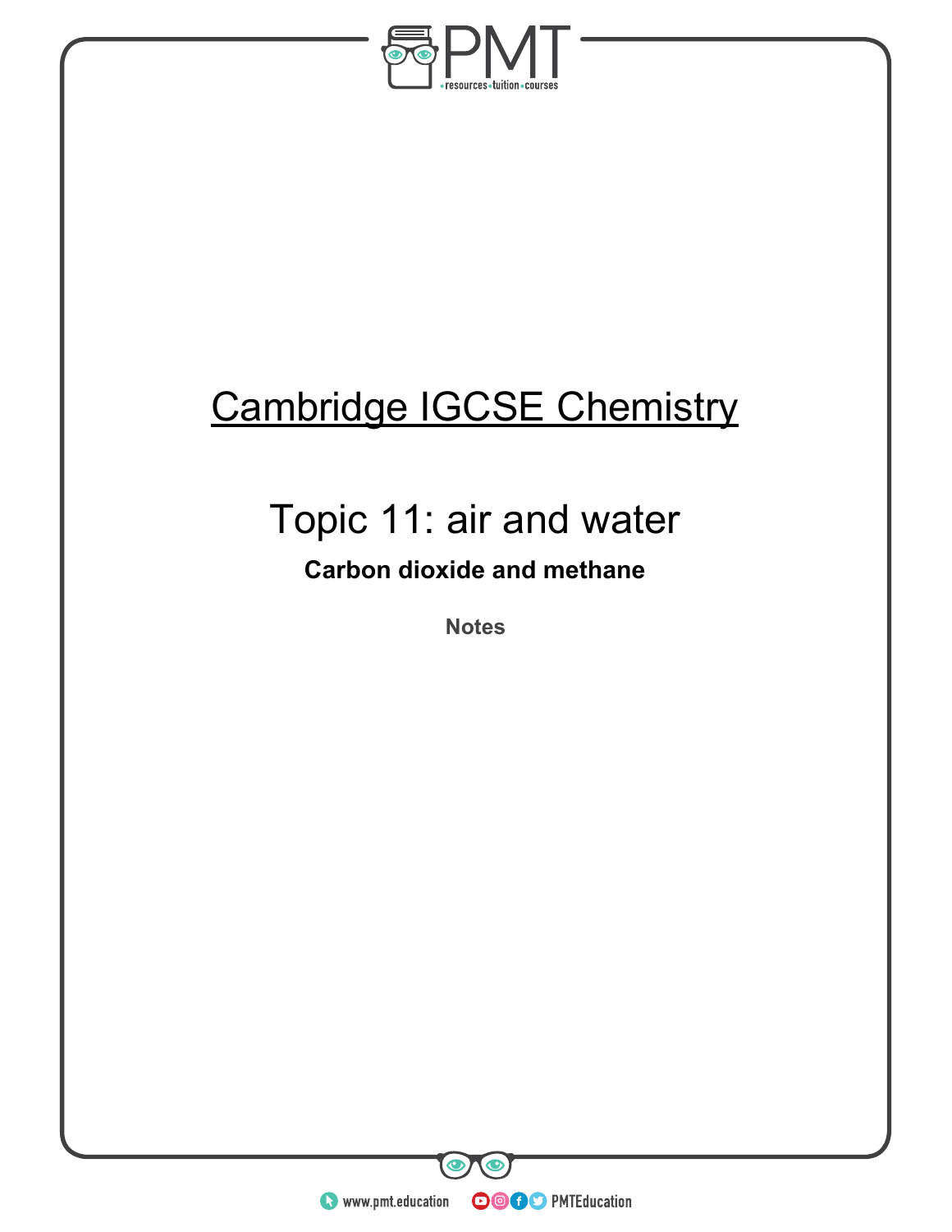# Cambridge IGCSE Chemistry

## Topic 11: air and water

### Carbon dioxide and methane

Notes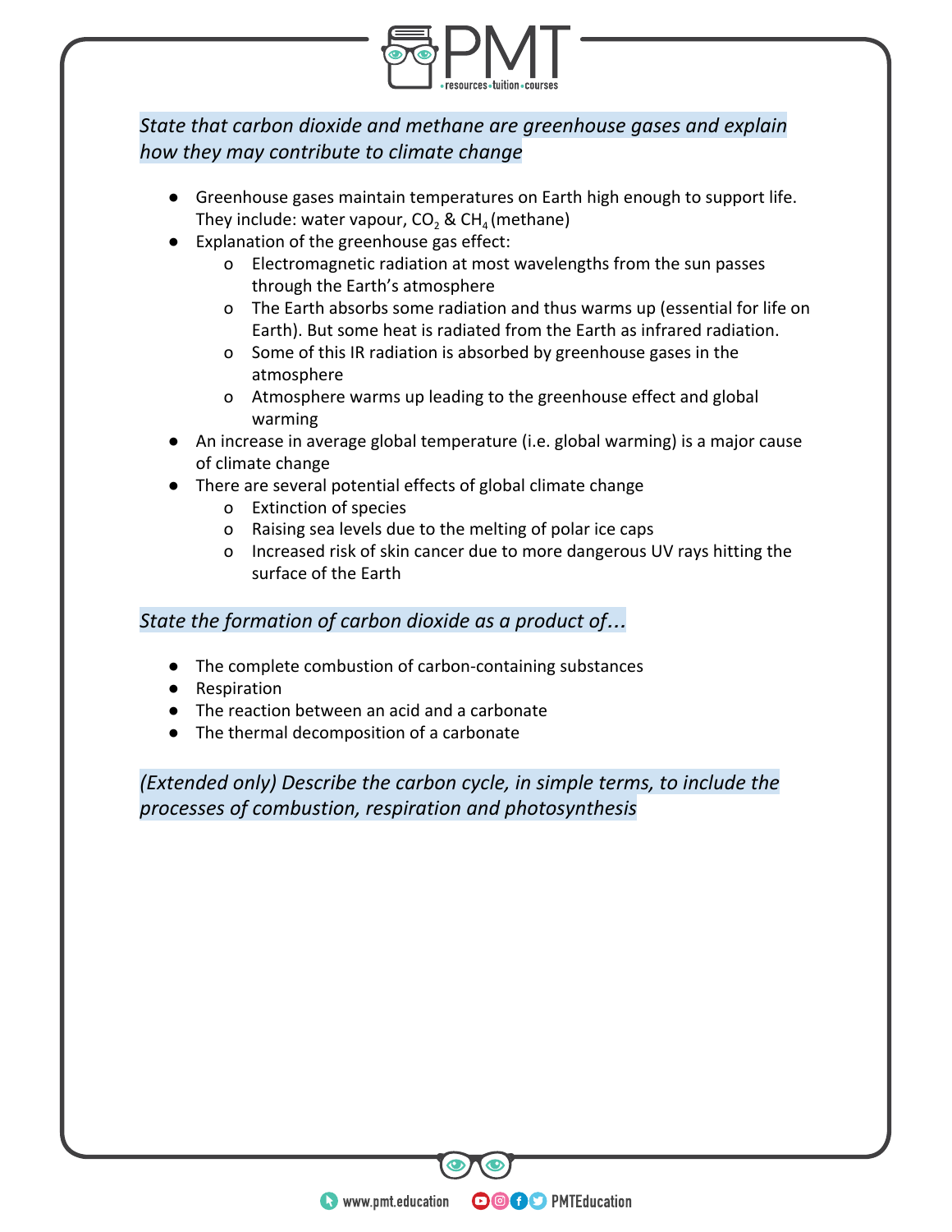*State that carbon dioxide and methane are greenhouse gases and explain how they may contribute to climate change*

- Greenhouse gases maintain temperatures on Earth high enough to support life. They include: water vapour, $CO_2$ & $CH_4$ (methane)
- Explanation of the greenhouse gas effect:
  - Electromagnetic radiation at most wavelengths from the sun passes through the Earth's atmosphere
  - The Earth absorbs some radiation and thus warms up (essential for life on Earth). But some heat is radiated from the Earth as infrared radiation.
  - Some of this IR radiation is absorbed by greenhouse gases in the atmosphere
  - Atmosphere warms up leading to the greenhouse effect and global warming
- An increase in average global temperature (i.e. global warming) is a major cause of climate change
- There are several potential effects of global climate change
  - Extinction of species
  - Raising sea levels due to the melting of polar ice caps
  - Increased risk of skin cancer due to more dangerous UV rays hitting the surface of the Earth

*State the formation of carbon dioxide as a product of…*

- The complete combustion of carbon-containing substances
- Respiration
- The reaction between an acid and a carbonate
- The thermal decomposition of a carbonate

*(Extended only) Describe the carbon cycle, in simple terms, to include the processes of combustion, respiration and photosynthesis*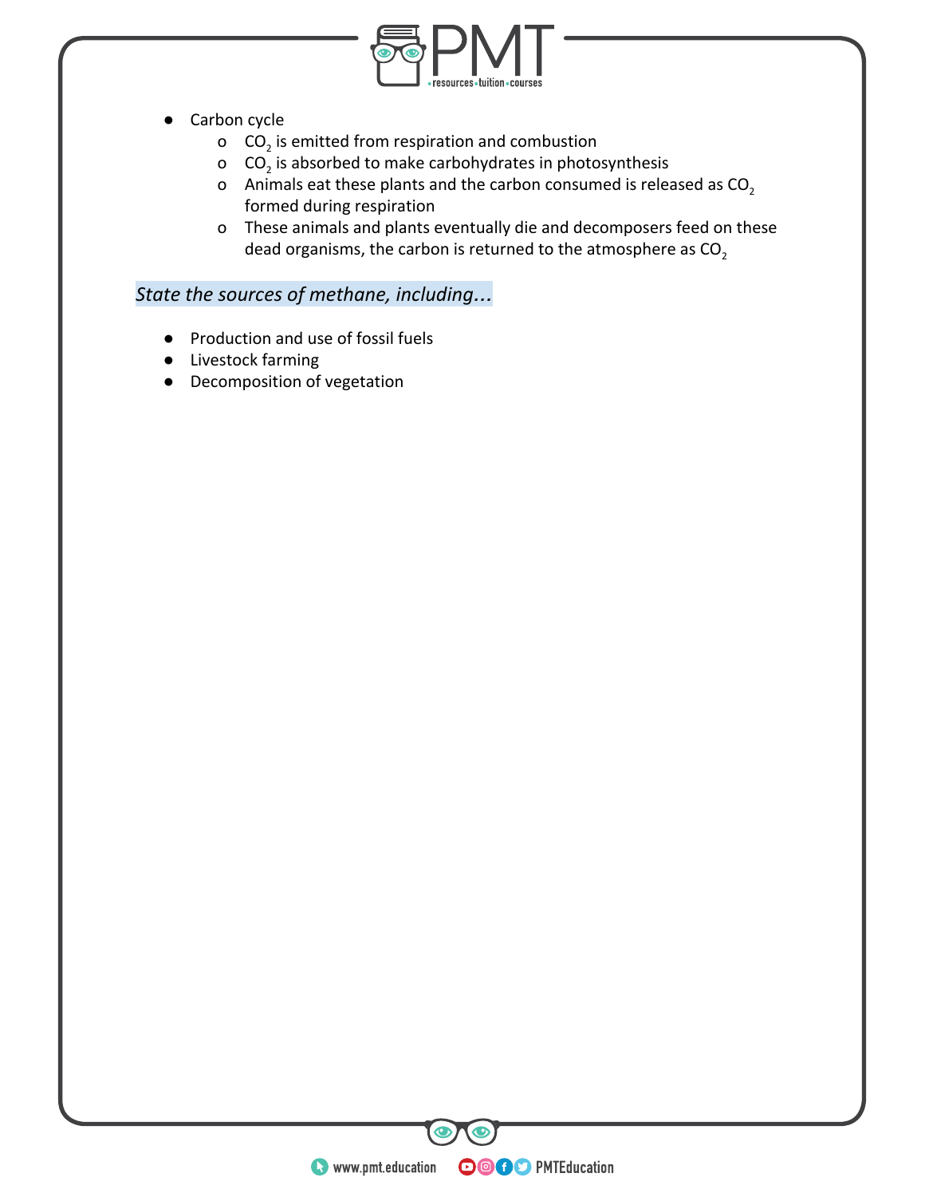- Carbon cycle
  - $CO_2$ is emitted from respiration and combustion
  - $CO_2$ is absorbed to make carbohydrates in photosynthesis
  - Animals eat these plants and the carbon consumed is released as $CO_2$ formed during respiration
  - These animals and plants eventually die and decomposers feed on these dead organisms, the carbon is returned to the atmosphere as $CO_2$

*State the sources of methane, including…*

- Production and use of fossil fuels
- Livestock farming
- Decomposition of vegetation